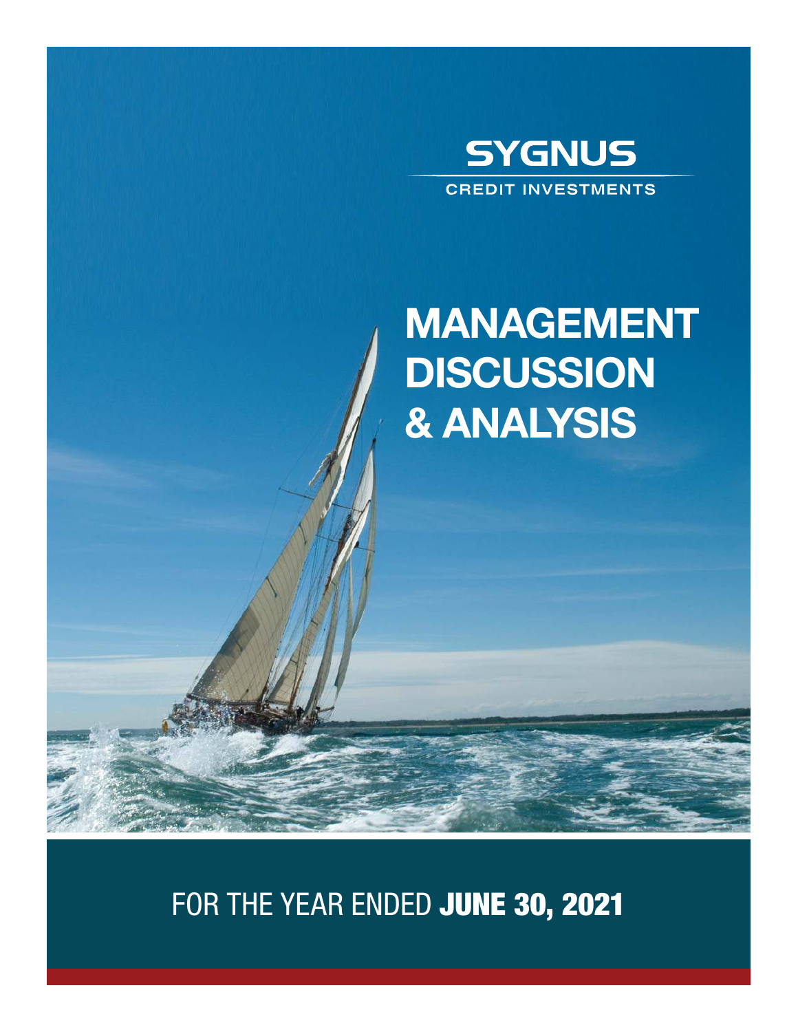**SYGNUS**

CREDIT INVESTMENTS

# MANAGEMENT DISCUSSION & ANALYSIS

## FOR THE YEAR ENDED **JUNE 30, 2021**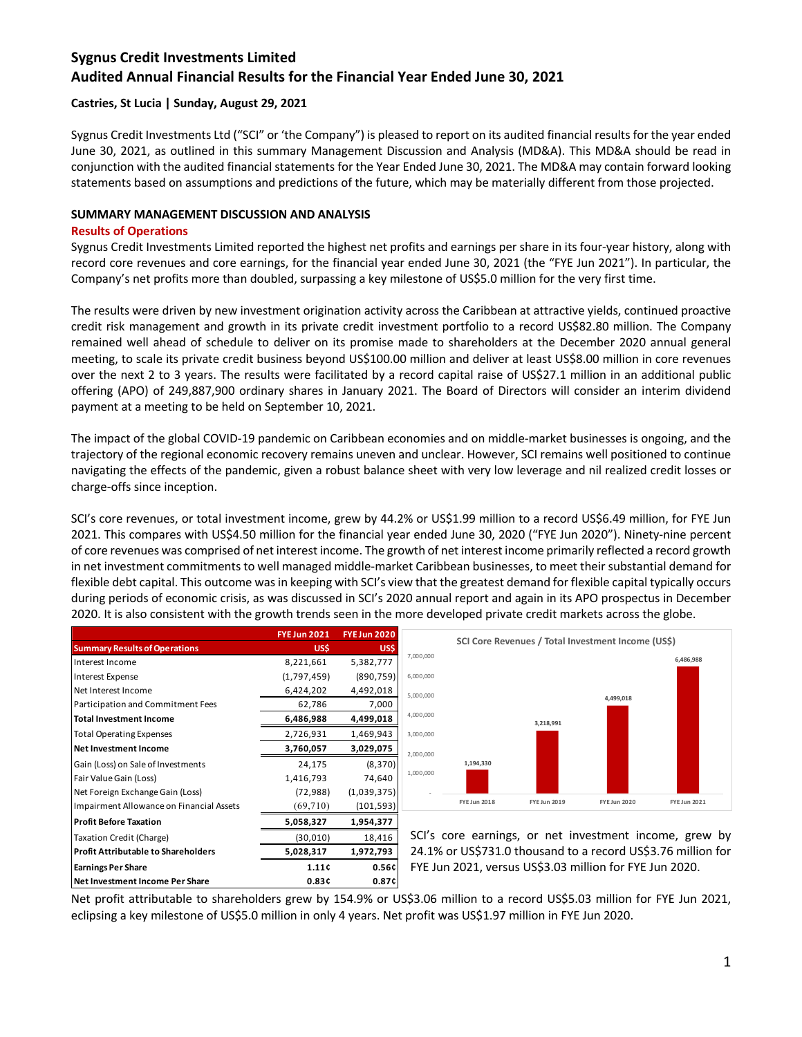# Sygnus Credit Investments Limited
# Audited Annual Financial Results for the Financial Year Ended June 30, 2021

**Castries, St Lucia | Sunday, August 29, 2021**

Sygnus Credit Investments Ltd ("SCI" or 'the Company") is pleased to report on its audited financial results for the year ended June 30, 2021, as outlined in this summary Management Discussion and Analysis (MD&A). This MD&A should be read in conjunction with the audited financial statements for the Year Ended June 30, 2021. The MD&A may contain forward looking statements based on assumptions and predictions of the future, which may be materially different from those projected.

## SUMMARY MANAGEMENT DISCUSSION AND ANALYSIS

### Results of Operations

Sygnus Credit Investments Limited reported the highest net profits and earnings per share in its four-year history, along with record core revenues and core earnings, for the financial year ended June 30, 2021 (the "FYE Jun 2021"). In particular, the Company's net profits more than doubled, surpassing a key milestone of US$5.0 million for the very first time.

The results were driven by new investment origination activity across the Caribbean at attractive yields, continued proactive credit risk management and growth in its private credit investment portfolio to a record US$82.80 million. The Company remained well ahead of schedule to deliver on its promise made to shareholders at the December 2020 annual general meeting, to scale its private credit business beyond US$100.00 million and deliver at least US$8.00 million in core revenues over the next 2 to 3 years. The results were facilitated by a record capital raise of US$27.1 million in an additional public offering (APO) of 249,887,900 ordinary shares in January 2021. The Board of Directors will consider an interim dividend payment at a meeting to be held on September 10, 2021.

The impact of the global COVID-19 pandemic on Caribbean economies and on middle-market businesses is ongoing, and the trajectory of the regional economic recovery remains uneven and unclear. However, SCI remains well positioned to continue navigating the effects of the pandemic, given a robust balance sheet with very low leverage and nil realized credit losses or charge-offs since inception.

SCI's core revenues, or total investment income, grew by 44.2% or US$1.99 million to a record US$6.49 million, for FYE Jun 2021. This compares with US$4.50 million for the financial year ended June 30, 2020 ("FYE Jun 2020"). Ninety-nine percent of core revenues was comprised of net interest income. The growth of net interest income primarily reflected a record growth in net investment commitments to well managed middle-market Caribbean businesses, to meet their substantial demand for flexible debt capital. This outcome was in keeping with SCI's view that the greatest demand for flexible capital typically occurs during periods of economic crisis, as was discussed in SCI's 2020 annual report and again in its APO prospectus in December 2020. It is also consistent with the growth trends seen in the more developed private credit markets across the globe.

| Summary Results of Operations | FYE Jun 2021 US$ | FYE Jun 2020 US$ |
|---|---|---|
| Interest Income | 8,221,661 | 5,382,777 |
| Interest Expense | (1,797,459) | (890,759) |
| Net Interest Income | 6,424,202 | 4,492,018 |
| Participation and Commitment Fees | 62,786 | 7,000 |
| **Total Investment Income** | **6,486,988** | **4,499,018** |
| Total Operating Expenses | 2,726,931 | 1,469,943 |
| **Net Investment Income** | **3,760,057** | **3,029,075** |
| Gain (Loss) on Sale of Investments | 24,175 | (8,370) |
| Fair Value Gain (Loss) | 1,416,793 | 74,640 |
| Net Foreign Exchange Gain (Loss) | (72,988) | (1,039,375) |
| Impairment Allowance on Financial Assets | (69,710) | (101,593) |
| **Profit Before Taxation** | **5,058,327** | **1,954,377** |
| Taxation Credit (Charge) | (30,010) | 18,416 |
| **Profit Attributable to Shareholders** | **5,028,317** | **1,972,793** |
| **Earnings Per Share** | **1.11¢** | **0.56¢** |
| **Net Investment Income Per Share** | **0.83¢** | **0.87¢** |

**SCI Core Revenues / Total Investment Income (US$)**

| | FYE Jun 2018 | FYE Jun 2019 | FYE Jun 2020 | FYE Jun 2021 |
|---|---|---|---|---|
| Core Revenues / Total Investment Income | 1,194,330 | 3,218,991 | 4,499,018 | 6,486,988 |

SCI's core earnings, or net investment income, grew by 24.1% or US$731.0 thousand to a record US$3.76 million for FYE Jun 2021, versus US$3.03 million for FYE Jun 2020.

Net profit attributable to shareholders grew by 154.9% or US$3.06 million to a record US$5.03 million for FYE Jun 2021, eclipsing a key milestone of US$5.0 million in only 4 years. Net profit was US$1.97 million in FYE Jun 2020.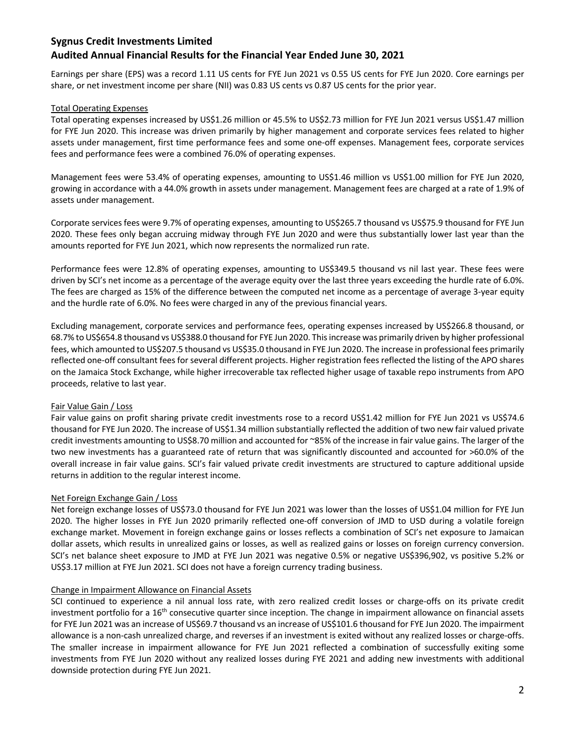# Sygnus Credit Investments Limited
## Audited Annual Financial Results for the Financial Year Ended June 30, 2021

Earnings per share (EPS) was a record 1.11 US cents for FYE Jun 2021 vs 0.55 US cents for FYE Jun 2020. Core earnings per share, or net investment income per share (NII) was 0.83 US cents vs 0.87 US cents for the prior year.

### Total Operating Expenses

Total operating expenses increased by US$1.26 million or 45.5% to US$2.73 million for FYE Jun 2021 versus US$1.47 million for FYE Jun 2020. This increase was driven primarily by higher management and corporate services fees related to higher assets under management, first time performance fees and some one-off expenses. Management fees, corporate services fees and performance fees were a combined 76.0% of operating expenses.

Management fees were 53.4% of operating expenses, amounting to US$1.46 million vs US$1.00 million for FYE Jun 2020, growing in accordance with a 44.0% growth in assets under management. Management fees are charged at a rate of 1.9% of assets under management.

Corporate services fees were 9.7% of operating expenses, amounting to US$265.7 thousand vs US$75.9 thousand for FYE Jun 2020. These fees only began accruing midway through FYE Jun 2020 and were thus substantially lower last year than the amounts reported for FYE Jun 2021, which now represents the normalized run rate.

Performance fees were 12.8% of operating expenses, amounting to US$349.5 thousand vs nil last year. These fees were driven by SCI's net income as a percentage of the average equity over the last three years exceeding the hurdle rate of 6.0%. The fees are charged as 15% of the difference between the computed net income as a percentage of average 3-year equity and the hurdle rate of 6.0%. No fees were charged in any of the previous financial years.

Excluding management, corporate services and performance fees, operating expenses increased by US$266.8 thousand, or 68.7% to US$654.8 thousand vs US$388.0 thousand for FYE Jun 2020. This increase was primarily driven by higher professional fees, which amounted to US$207.5 thousand vs US$35.0 thousand in FYE Jun 2020. The increase in professional fees primarily reflected one-off consultant fees for several different projects. Higher registration fees reflected the listing of the APO shares on the Jamaica Stock Exchange, while higher irrecoverable tax reflected higher usage of taxable repo instruments from APO proceeds, relative to last year.

### Fair Value Gain / Loss

Fair value gains on profit sharing private credit investments rose to a record US$1.42 million for FYE Jun 2021 vs US$74.6 thousand for FYE Jun 2020. The increase of US$1.34 million substantially reflected the addition of two new fair valued private credit investments amounting to US$8.70 million and accounted for ~85% of the increase in fair value gains. The larger of the two new investments has a guaranteed rate of return that was significantly discounted and accounted for >60.0% of the overall increase in fair value gains. SCI's fair valued private credit investments are structured to capture additional upside returns in addition to the regular interest income.

### Net Foreign Exchange Gain / Loss

Net foreign exchange losses of US$73.0 thousand for FYE Jun 2021 was lower than the losses of US$1.04 million for FYE Jun 2020. The higher losses in FYE Jun 2020 primarily reflected one-off conversion of JMD to USD during a volatile foreign exchange market. Movement in foreign exchange gains or losses reflects a combination of SCI's net exposure to Jamaican dollar assets, which results in unrealized gains or losses, as well as realized gains or losses on foreign currency conversion. SCI's net balance sheet exposure to JMD at FYE Jun 2021 was negative 0.5% or negative US$396,902, vs positive 5.2% or US$3.17 million at FYE Jun 2021. SCI does not have a foreign currency trading business.

### Change in Impairment Allowance on Financial Assets

SCI continued to experience a nil annual loss rate, with zero realized credit losses or charge-offs on its private credit investment portfolio for a 16th consecutive quarter since inception. The change in impairment allowance on financial assets for FYE Jun 2021 was an increase of US$69.7 thousand vs an increase of US$101.6 thousand for FYE Jun 2020. The impairment allowance is a non-cash unrealized charge, and reverses if an investment is exited without any realized losses or charge-offs. The smaller increase in impairment allowance for FYE Jun 2021 reflected a combination of successfully exiting some investments from FYE Jun 2020 without any realized losses during FYE 2021 and adding new investments with additional downside protection during FYE Jun 2021.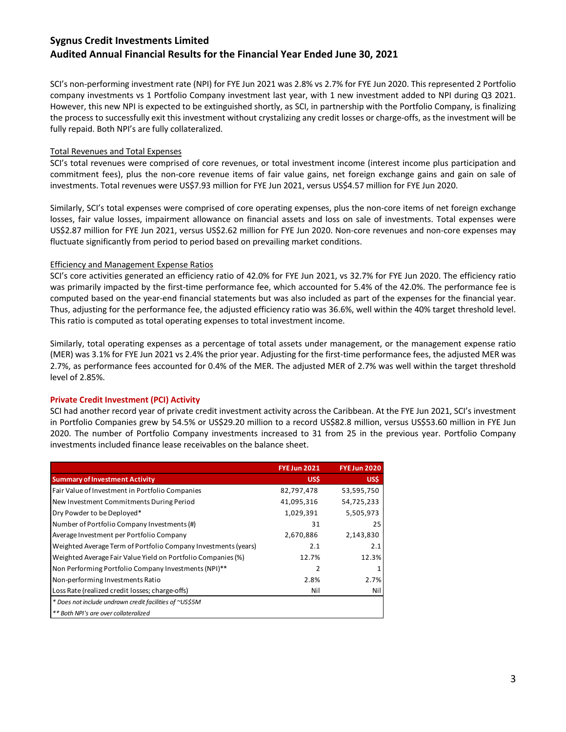SCI's non-performing investment rate (NPI) for FYE Jun 2021 was 2.8% vs 2.7% for FYE Jun 2020. This represented 2 Portfolio company investments vs 1 Portfolio Company investment last year, with 1 new investment added to NPI during Q3 2021. However, this new NPI is expected to be extinguished shortly, as SCI, in partnership with the Portfolio Company, is finalizing the process to successfully exit this investment without crystalizing any credit losses or charge-offs, as the investment will be fully repaid. Both NPI's are fully collateralized.

Total Revenues and Total Expenses

SCI's total revenues were comprised of core revenues, or total investment income (interest income plus participation and commitment fees), plus the non-core revenue items of fair value gains, net foreign exchange gains and gain on sale of investments. Total revenues were US$7.93 million for FYE Jun 2021, versus US$4.57 million for FYE Jun 2020.

Similarly, SCI's total expenses were comprised of core operating expenses, plus the non-core items of net foreign exchange losses, fair value losses, impairment allowance on financial assets and loss on sale of investments. Total expenses were US$2.87 million for FYE Jun 2021, versus US$2.62 million for FYE Jun 2020. Non-core revenues and non-core expenses may fluctuate significantly from period to period based on prevailing market conditions.

Efficiency and Management Expense Ratios

SCI's core activities generated an efficiency ratio of 42.0% for FYE Jun 2021, vs 32.7% for FYE Jun 2020. The efficiency ratio was primarily impacted by the first-time performance fee, which accounted for 5.4% of the 42.0%. The performance fee is computed based on the year-end financial statements but was also included as part of the expenses for the financial year. Thus, adjusting for the performance fee, the adjusted efficiency ratio was 36.6%, well within the 40% target threshold level. This ratio is computed as total operating expenses to total investment income.

Similarly, total operating expenses as a percentage of total assets under management, or the management expense ratio (MER) was 3.1% for FYE Jun 2021 vs 2.4% the prior year. Adjusting for the first-time performance fees, the adjusted MER was 2.7%, as performance fees accounted for 0.4% of the MER. The adjusted MER of 2.7% was well within the target threshold level of 2.85%.

## Private Credit Investment (PCI) Activity

SCI had another record year of private credit investment activity across the Caribbean. At the FYE Jun 2021, SCI's investment in Portfolio Companies grew by 54.5% or US$29.20 million to a record US$82.8 million, versus US$53.60 million in FYE Jun 2020. The number of Portfolio Company investments increased to 31 from 25 in the previous year. Portfolio Company investments included finance lease receivables on the balance sheet.

| Summary of Investment Activity | FYE Jun 2021 US$ | FYE Jun 2020 US$ |
|---|---|---|
| Fair Value of Investment in Portfolio Companies | 82,797,478 | 53,595,750 |
| New Investment Commitments During Period | 41,095,316 | 54,725,233 |
| Dry Powder to be Deployed* | 1,029,391 | 5,505,973 |
| Number of Portfolio Company Investments (#) | 31 | 25 |
| Average Investment per Portfolio Company | 2,670,886 | 2,143,830 |
| Weighted Average Term of Portfolio Company Investments (years) | 2.1 | 2.1 |
| Weighted Average Fair Value Yield on Portfolio Companies (%) | 12.7% | 12.3% |
| Non Performing Portfolio Company Investments (NPI)** | 2 | 1 |
| Non-performing Investments Ratio | 2.8% | 2.7% |
| Loss Rate (realized credit losses; charge-offs) | Nil | Nil |

*\* Does not include undrawn credit facilities of ~US$5M*

*\*\* Both NPI's are over collateralized*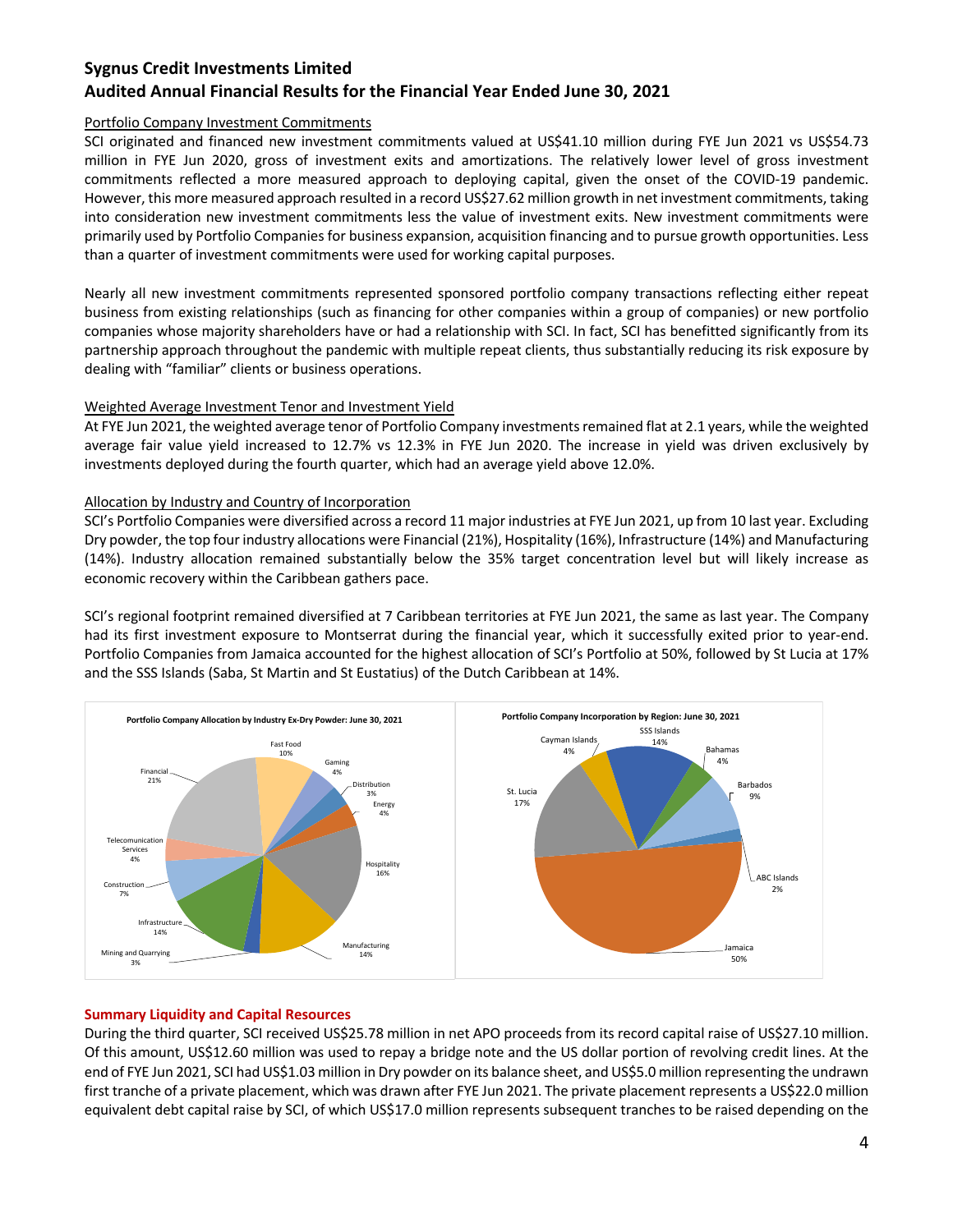**Sygnus Credit Investments Limited**
**Audited Annual Financial Results for the Financial Year Ended June 30, 2021**

Portfolio Company Investment Commitments

SCI originated and financed new investment commitments valued at US$41.10 million during FYE Jun 2021 vs US$54.73 million in FYE Jun 2020, gross of investment exits and amortizations. The relatively lower level of gross investment commitments reflected a more measured approach to deploying capital, given the onset of the COVID-19 pandemic. However, this more measured approach resulted in a record US$27.62 million growth in net investment commitments, taking into consideration new investment commitments less the value of investment exits. New investment commitments were primarily used by Portfolio Companies for business expansion, acquisition financing and to pursue growth opportunities. Less than a quarter of investment commitments were used for working capital purposes.

Nearly all new investment commitments represented sponsored portfolio company transactions reflecting either repeat business from existing relationships (such as financing for other companies within a group of companies) or new portfolio companies whose majority shareholders have or had a relationship with SCI. In fact, SCI has benefitted significantly from its partnership approach throughout the pandemic with multiple repeat clients, thus substantially reducing its risk exposure by dealing with "familiar" clients or business operations.

Weighted Average Investment Tenor and Investment Yield

At FYE Jun 2021, the weighted average tenor of Portfolio Company investments remained flat at 2.1 years, while the weighted average fair value yield increased to 12.7% vs 12.3% in FYE Jun 2020. The increase in yield was driven exclusively by investments deployed during the fourth quarter, which had an average yield above 12.0%.

Allocation by Industry and Country of Incorporation

SCI's Portfolio Companies were diversified across a record 11 major industries at FYE Jun 2021, up from 10 last year. Excluding Dry powder, the top four industry allocations were Financial (21%), Hospitality (16%), Infrastructure (14%) and Manufacturing (14%). Industry allocation remained substantially below the 35% target concentration level but will likely increase as economic recovery within the Caribbean gathers pace.

SCI's regional footprint remained diversified at 7 Caribbean territories at FYE Jun 2021, the same as last year. The Company had its first investment exposure to Montserrat during the financial year, which it successfully exited prior to year-end. Portfolio Companies from Jamaica accounted for the highest allocation of SCI's Portfolio at 50%, followed by St Lucia at 17% and the SSS Islands (Saba, St Martin and St Eustatius) of the Dutch Caribbean at 14%.

**Portfolio Company Allocation by Industry Ex-Dry Powder: June 30, 2021**

| Industry | Allocation |
|---|---|
| Financial | 21% |
| Fast Food | 10% |
| Gaming | 4% |
| Distribution | 3% |
| Energy | 4% |
| Hospitality | 16% |
| Manufacturing | 14% |
| Mining and Quarrying | 3% |
| Infrastructure | 14% |
| Construction | 7% |
| Telecomunication Services | 4% |

**Portfolio Company Incorporation by Region: June 30, 2021**

| Region | Allocation |
|---|---|
| Jamaica | 50% |
| St. Lucia | 17% |
| Cayman Islands | 4% |
| SSS Islands | 14% |
| Bahamas | 4% |
| Barbados | 9% |
| ABC Islands | 2% |

## Summary Liquidity and Capital Resources

During the third quarter, SCI received US$25.78 million in net APO proceeds from its record capital raise of US$27.10 million. Of this amount, US$12.60 million was used to repay a bridge note and the US dollar portion of revolving credit lines. At the end of FYE Jun 2021, SCI had US$1.03 million in Dry powder on its balance sheet, and US$5.0 million representing the undrawn first tranche of a private placement, which was drawn after FYE Jun 2021. The private placement represents a US$22.0 million equivalent debt capital raise by SCI, of which US$17.0 million represents subsequent tranches to be raised depending on the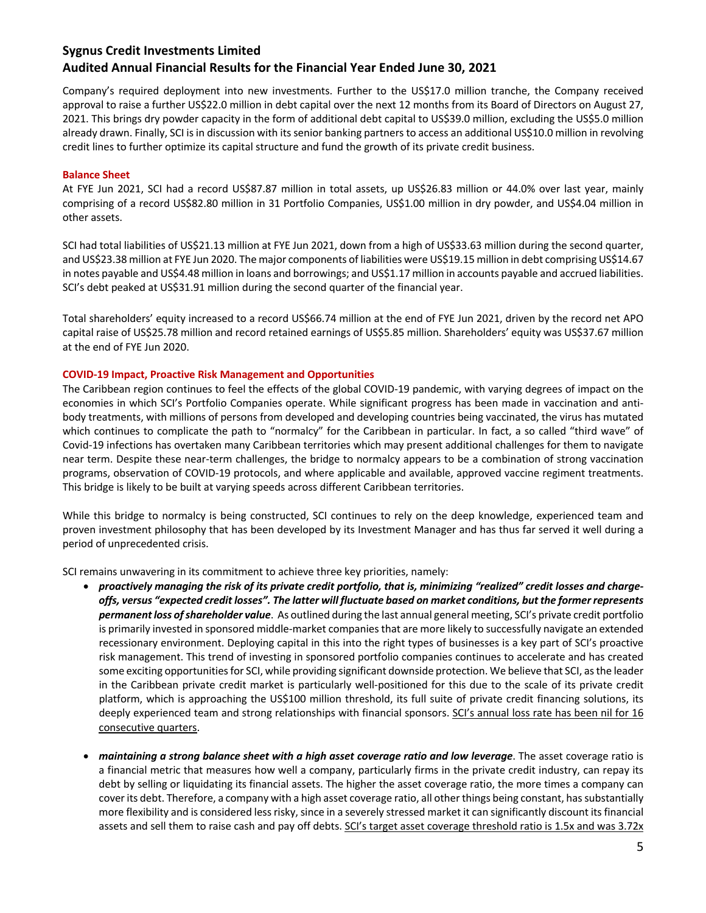Company's required deployment into new investments. Further to the US$17.0 million tranche, the Company received approval to raise a further US$22.0 million in debt capital over the next 12 months from its Board of Directors on August 27, 2021. This brings dry powder capacity in the form of additional debt capital to US$39.0 million, excluding the US$5.0 million already drawn. Finally, SCI is in discussion with its senior banking partners to access an additional US$10.0 million in revolving credit lines to further optimize its capital structure and fund the growth of its private credit business.

### Balance Sheet

At FYE Jun 2021, SCI had a record US$87.87 million in total assets, up US$26.83 million or 44.0% over last year, mainly comprising of a record US$82.80 million in 31 Portfolio Companies, US$1.00 million in dry powder, and US$4.04 million in other assets.

SCI had total liabilities of US$21.13 million at FYE Jun 2021, down from a high of US$33.63 million during the second quarter, and US$23.38 million at FYE Jun 2020. The major components of liabilities were US$19.15 million in debt comprising US$14.67 in notes payable and US$4.48 million in loans and borrowings; and US$1.17 million in accounts payable and accrued liabilities. SCI's debt peaked at US$31.91 million during the second quarter of the financial year.

Total shareholders' equity increased to a record US$66.74 million at the end of FYE Jun 2021, driven by the record net APO capital raise of US$25.78 million and record retained earnings of US$5.85 million. Shareholders' equity was US$37.67 million at the end of FYE Jun 2020.

### COVID-19 Impact, Proactive Risk Management and Opportunities

The Caribbean region continues to feel the effects of the global COVID-19 pandemic, with varying degrees of impact on the economies in which SCI's Portfolio Companies operate. While significant progress has been made in vaccination and anti-body treatments, with millions of persons from developed and developing countries being vaccinated, the virus has mutated which continues to complicate the path to "normalcy" for the Caribbean in particular. In fact, a so called "third wave" of Covid-19 infections has overtaken many Caribbean territories which may present additional challenges for them to navigate near term. Despite these near-term challenges, the bridge to normalcy appears to be a combination of strong vaccination programs, observation of COVID-19 protocols, and where applicable and available, approved vaccine regiment treatments. This bridge is likely to be built at varying speeds across different Caribbean territories.

While this bridge to normalcy is being constructed, SCI continues to rely on the deep knowledge, experienced team and proven investment philosophy that has been developed by its Investment Manager and has thus far served it well during a period of unprecedented crisis.

SCI remains unwavering in its commitment to achieve three key priorities, namely:

- ***proactively managing the risk of its private credit portfolio, that is, minimizing "realized" credit losses and charge-offs, versus "expected credit losses". The latter will fluctuate based on market conditions, but the former represents permanent loss of shareholder value***. As outlined during the last annual general meeting, SCI's private credit portfolio is primarily invested in sponsored middle-market companies that are more likely to successfully navigate an extended recessionary environment. Deploying capital in this into the right types of businesses is a key part of SCI's proactive risk management. This trend of investing in sponsored portfolio companies continues to accelerate and has created some exciting opportunities for SCI, while providing significant downside protection. We believe that SCI, as the leader in the Caribbean private credit market is particularly well-positioned for this due to the scale of its private credit platform, which is approaching the US$100 million threshold, its full suite of private credit financing solutions, its deeply experienced team and strong relationships with financial sponsors. <u>SCI's annual loss rate has been nil for 16 consecutive quarters</u>.

- ***maintaining a strong balance sheet with a high asset coverage ratio and low leverage***. The asset coverage ratio is a financial metric that measures how well a company, particularly firms in the private credit industry, can repay its debt by selling or liquidating its financial assets. The higher the asset coverage ratio, the more times a company can cover its debt. Therefore, a company with a high asset coverage ratio, all other things being constant, has substantially more flexibility and is considered less risky, since in a severely stressed market it can significantly discount its financial assets and sell them to raise cash and pay off debts. <u>SCI's target asset coverage threshold ratio is 1.5x and was 3.72x</u>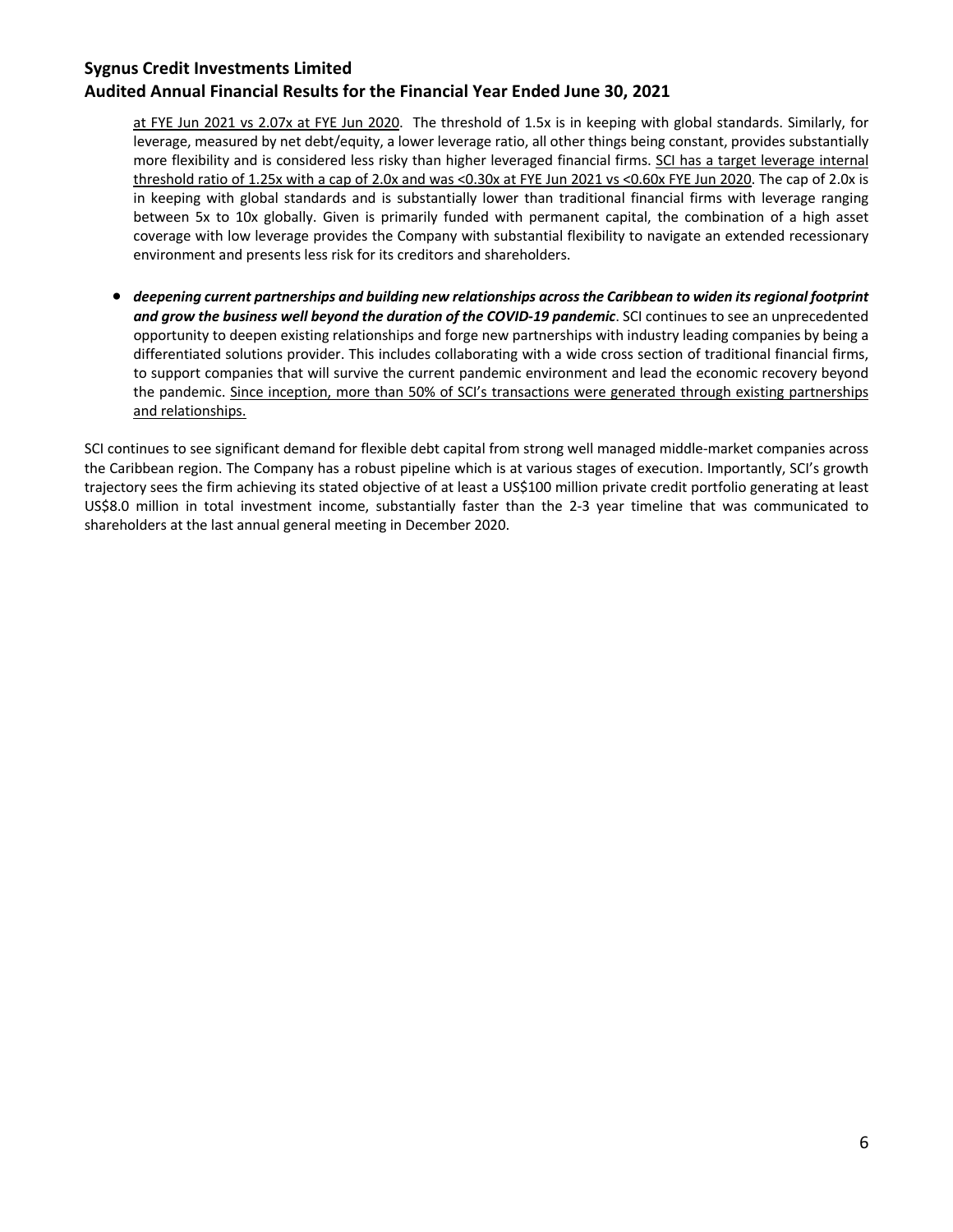at FYE Jun 2021 vs 2.07x at FYE Jun 2020. The threshold of 1.5x is in keeping with global standards. Similarly, for leverage, measured by net debt/equity, a lower leverage ratio, all other things being constant, provides substantially more flexibility and is considered less risky than higher leveraged financial firms. SCI has a target leverage internal threshold ratio of 1.25x with a cap of 2.0x and was <0.30x at FYE Jun 2021 vs <0.60x FYE Jun 2020. The cap of 2.0x is in keeping with global standards and is substantially lower than traditional financial firms with leverage ranging between 5x to 10x globally. Given is primarily funded with permanent capital, the combination of a high asset coverage with low leverage provides the Company with substantial flexibility to navigate an extended recessionary environment and presents less risk for its creditors and shareholders.

- ***deepening current partnerships and building new relationships across the Caribbean to widen its regional footprint and grow the business well beyond the duration of the COVID-19 pandemic***. SCI continues to see an unprecedented opportunity to deepen existing relationships and forge new partnerships with industry leading companies by being a differentiated solutions provider. This includes collaborating with a wide cross section of traditional financial firms, to support companies that will survive the current pandemic environment and lead the economic recovery beyond the pandemic. Since inception, more than 50% of SCI's transactions were generated through existing partnerships and relationships.

SCI continues to see significant demand for flexible debt capital from strong well managed middle-market companies across the Caribbean region. The Company has a robust pipeline which is at various stages of execution. Importantly, SCI's growth trajectory sees the firm achieving its stated objective of at least a US$100 million private credit portfolio generating at least US$8.0 million in total investment income, substantially faster than the 2-3 year timeline that was communicated to shareholders at the last annual general meeting in December 2020.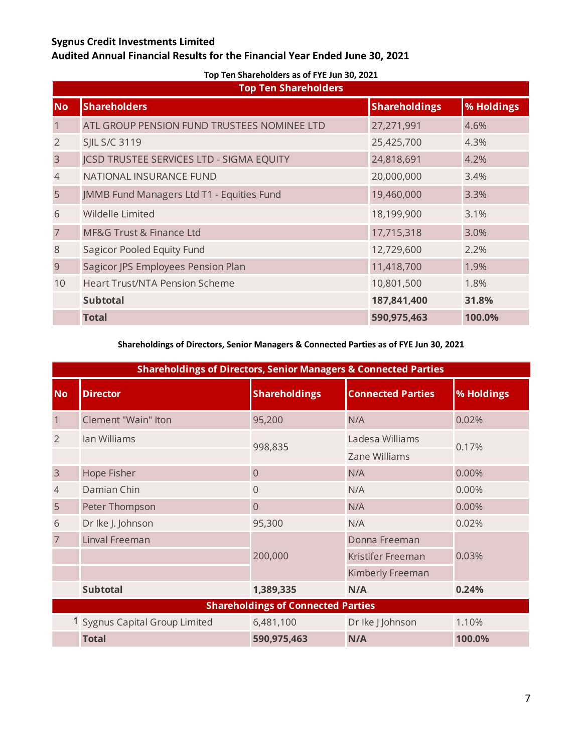## Sygnus Credit Investments Limited
## Audited Annual Financial Results for the Financial Year Ended June 30, 2021

**Top Ten Shareholders as of FYE Jun 30, 2021**

| Top Ten Shareholders | | | |
|---|---|---|---|
| **No** | **Shareholders** | **Shareholdings** | **% Holdings** |
| 1 | ATL GROUP PENSION FUND TRUSTEES NOMINEE LTD | 27,271,991 | 4.6% |
| 2 | SJIL S/C 3119 | 25,425,700 | 4.3% |
| 3 | JCSD TRUSTEE SERVICES LTD - SIGMA EQUITY | 24,818,691 | 4.2% |
| 4 | NATIONAL INSURANCE FUND | 20,000,000 | 3.4% |
| 5 | JMMB Fund Managers Ltd T1 - Equities Fund | 19,460,000 | 3.3% |
| 6 | Wildelle Limited | 18,199,900 | 3.1% |
| 7 | MF&G Trust & Finance Ltd | 17,715,318 | 3.0% |
| 8 | Sagicor Pooled Equity Fund | 12,729,600 | 2.2% |
| 9 | Sagicor JPS Employees Pension Plan | 11,418,700 | 1.9% |
| 10 | Heart Trust/NTA Pension Scheme | 10,801,500 | 1.8% |
| | **Subtotal** | **187,841,400** | **31.8%** |
| | **Total** | **590,975,463** | **100.0%** |

**Shareholdings of Directors, Senior Managers & Connected Parties as of FYE Jun 30, 2021**

| Shareholdings of Directors, Senior Managers & Connected Parties | | | | |
|---|---|---|---|---|
| **No** | **Director** | **Shareholdings** | **Connected Parties** | **% Holdings** |
| 1 | Clement "Wain" Iton | 95,200 | N/A | 0.02% |
| 2 | Ian Williams | 998,835 | Ladesa Williams | 0.17% |
| | | | Zane Williams | |
| 3 | Hope Fisher | 0 | N/A | 0.00% |
| 4 | Damian Chin | 0 | N/A | 0.00% |
| 5 | Peter Thompson | 0 | N/A | 0.00% |
| 6 | Dr Ike J. Johnson | 95,300 | N/A | 0.02% |
| 7 | Linval Freeman | 200,000 | Donna Freeman | 0.03% |
| | | | Kristifer Freeman | |
| | | | Kimberly Freeman | |
| | **Subtotal** | **1,389,335** | **N/A** | **0.24%** |
| **Shareholdings of Connected Parties** | | | | |
| 1 | Sygnus Capital Group Limited | 6,481,100 | Dr Ike J Johnson | 1.10% |
| | **Total** | **590,975,463** | **N/A** | **100.0%** |